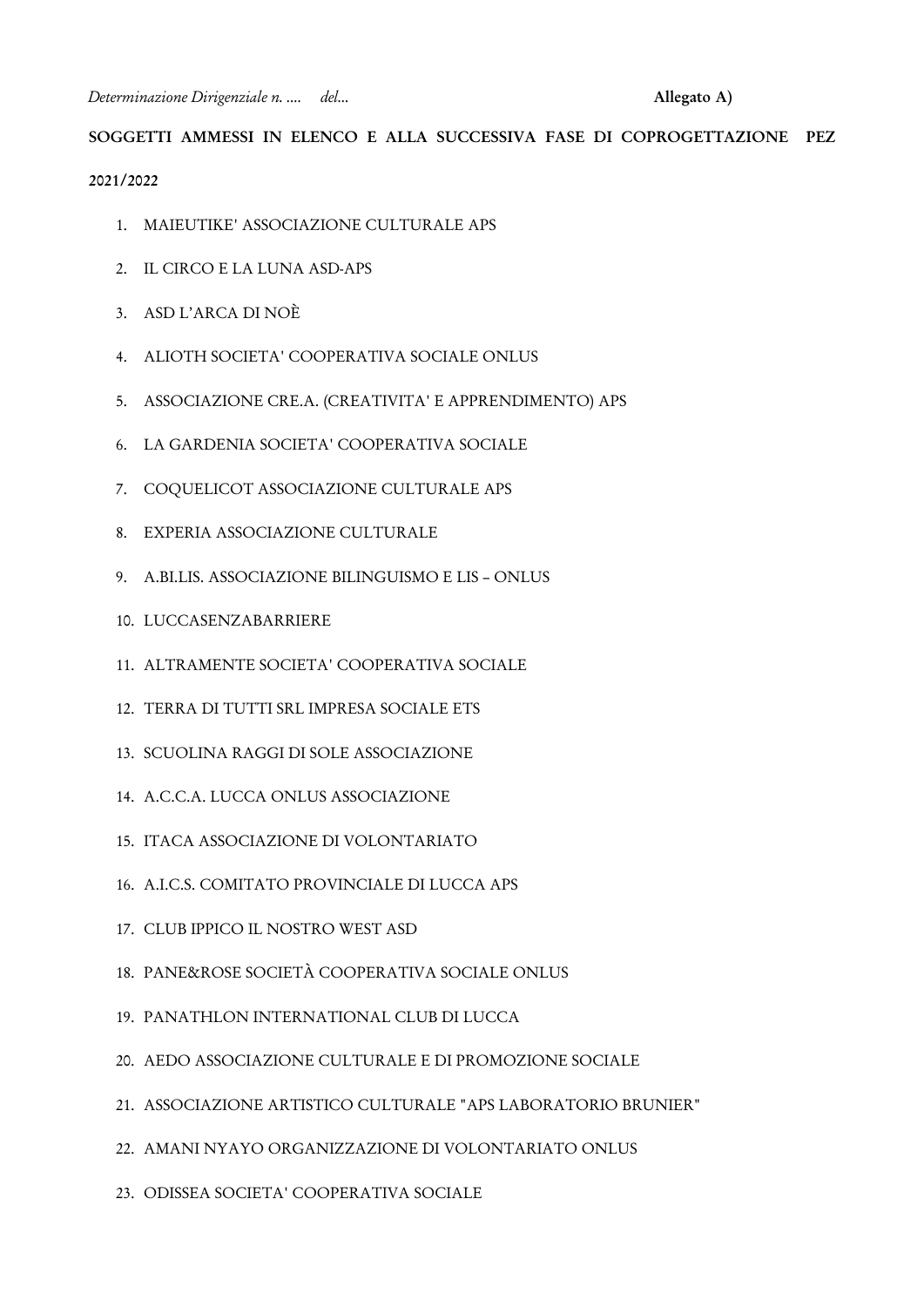*Determinazione Dirigenziale n. .... del...* **Allegato A)**

**SOGGETTI AMMESSI IN ELENCO E ALLA SUCCESSIVA FASE DI COPROGETTAZIONE PEZ 2021/2022**

1. MAIEUTIKE' ASSOCIAZIONE CULTURALE APS
2. IL CIRCO E LA LUNA ASD-APS
3. ASD L'ARCA DI NOÈ
4. ALIOTH SOCIETA' COOPERATIVA SOCIALE ONLUS
5. ASSOCIAZIONE CRE.A. (CREATIVITA' E APPRENDIMENTO) APS
6. LA GARDENIA SOCIETA' COOPERATIVA SOCIALE
7. COQUELICOT ASSOCIAZIONE CULTURALE APS
8. EXPERIA ASSOCIAZIONE CULTURALE
9. A.BI.LIS. ASSOCIAZIONE BILINGUISMO E LIS – ONLUS
10. LUCCASENZABARRIERE
11. ALTRAMENTE SOCIETA' COOPERATIVA SOCIALE
12. TERRA DI TUTTI SRL IMPRESA SOCIALE ETS
13. SCUOLINA RAGGI DI SOLE ASSOCIAZIONE
14. A.C.C.A. LUCCA ONLUS ASSOCIAZIONE
15. ITACA ASSOCIAZIONE DI VOLONTARIATO
16. A.I.C.S. COMITATO PROVINCIALE DI LUCCA APS
17. CLUB IPPICO IL NOSTRO WEST ASD
18. PANE&ROSE SOCIETÀ COOPERATIVA SOCIALE ONLUS
19. PANATHLON INTERNATIONAL CLUB DI LUCCA
20. AEDO ASSOCIAZIONE CULTURALE E DI PROMOZIONE SOCIALE
21. ASSOCIAZIONE ARTISTICO CULTURALE "APS LABORATORIO BRUNIER"
22. AMANI NYAYO ORGANIZZAZIONE DI VOLONTARIATO ONLUS
23. ODISSEA SOCIETA' COOPERATIVA SOCIALE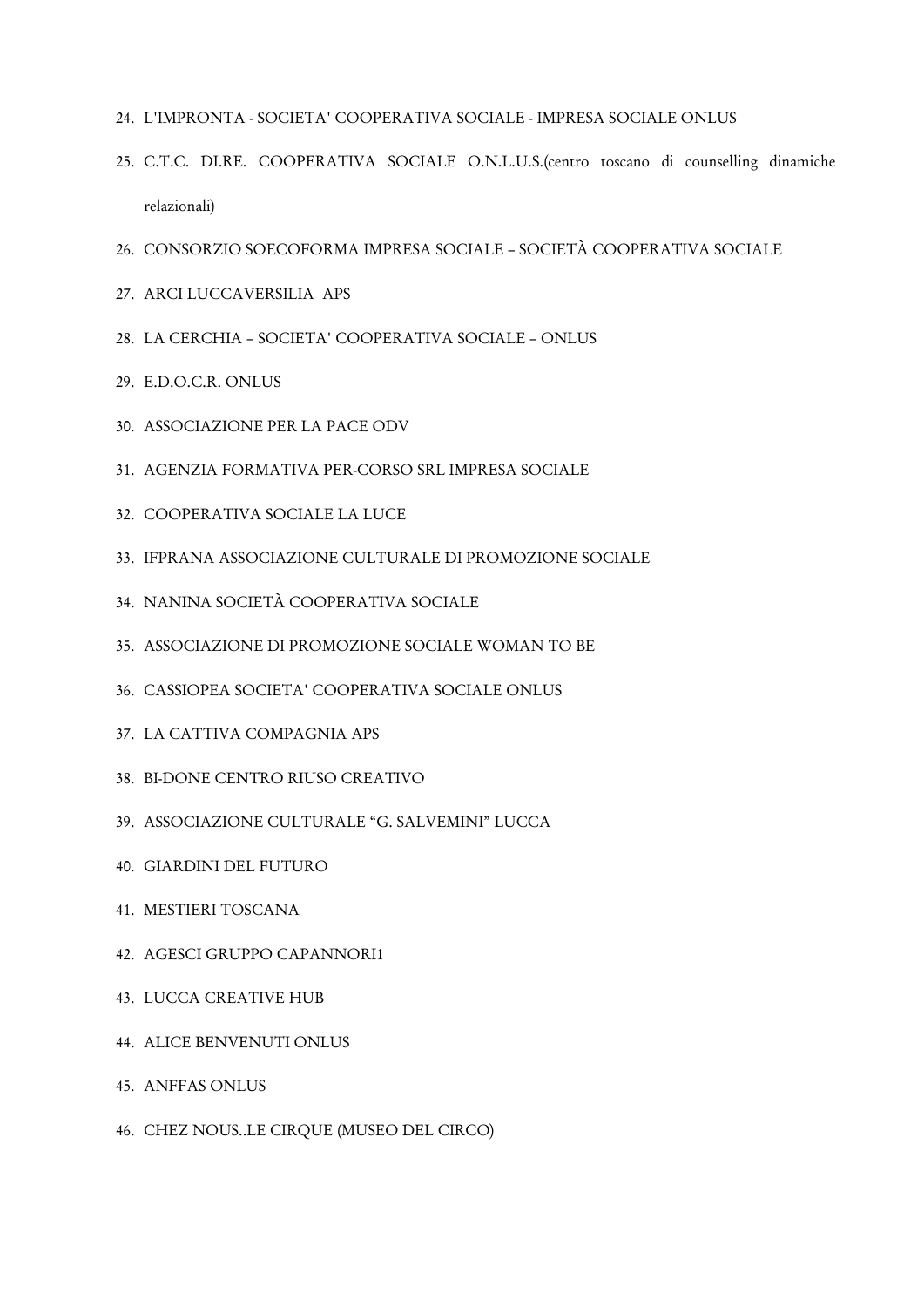24. L'IMPRONTA - SOCIETA' COOPERATIVA SOCIALE - IMPRESA SOCIALE ONLUS
25. C.T.C. DI.RE. COOPERATIVA SOCIALE O.N.L.U.S.(centro toscano di counselling dinamiche relazionali)
26. CONSORZIO SOECOFORMA IMPRESA SOCIALE – SOCIETÀ COOPERATIVA SOCIALE
27. ARCI LUCCAVERSILIA APS
28. LA CERCHIA – SOCIETA' COOPERATIVA SOCIALE – ONLUS
29. E.D.O.C.R. ONLUS
30. ASSOCIAZIONE PER LA PACE ODV
31. AGENZIA FORMATIVA PER-CORSO SRL IMPRESA SOCIALE
32. COOPERATIVA SOCIALE LA LUCE
33. IFPRANA ASSOCIAZIONE CULTURALE DI PROMOZIONE SOCIALE
34. NANINA SOCIETÀ COOPERATIVA SOCIALE
35. ASSOCIAZIONE DI PROMOZIONE SOCIALE WOMAN TO BE
36. CASSIOPEA SOCIETA' COOPERATIVA SOCIALE ONLUS
37. LA CATTIVA COMPAGNIA APS
38. BI-DONE CENTRO RIUSO CREATIVO
39. ASSOCIAZIONE CULTURALE "G. SALVEMINI" LUCCA
40. GIARDINI DEL FUTURO
41. MESTIERI TOSCANA
42. AGESCI GRUPPO CAPANNORI1
43. LUCCA CREATIVE HUB
44. ALICE BENVENUTI ONLUS
45. ANFFAS ONLUS
46. CHEZ NOUS..LE CIRQUE (MUSEO DEL CIRCO)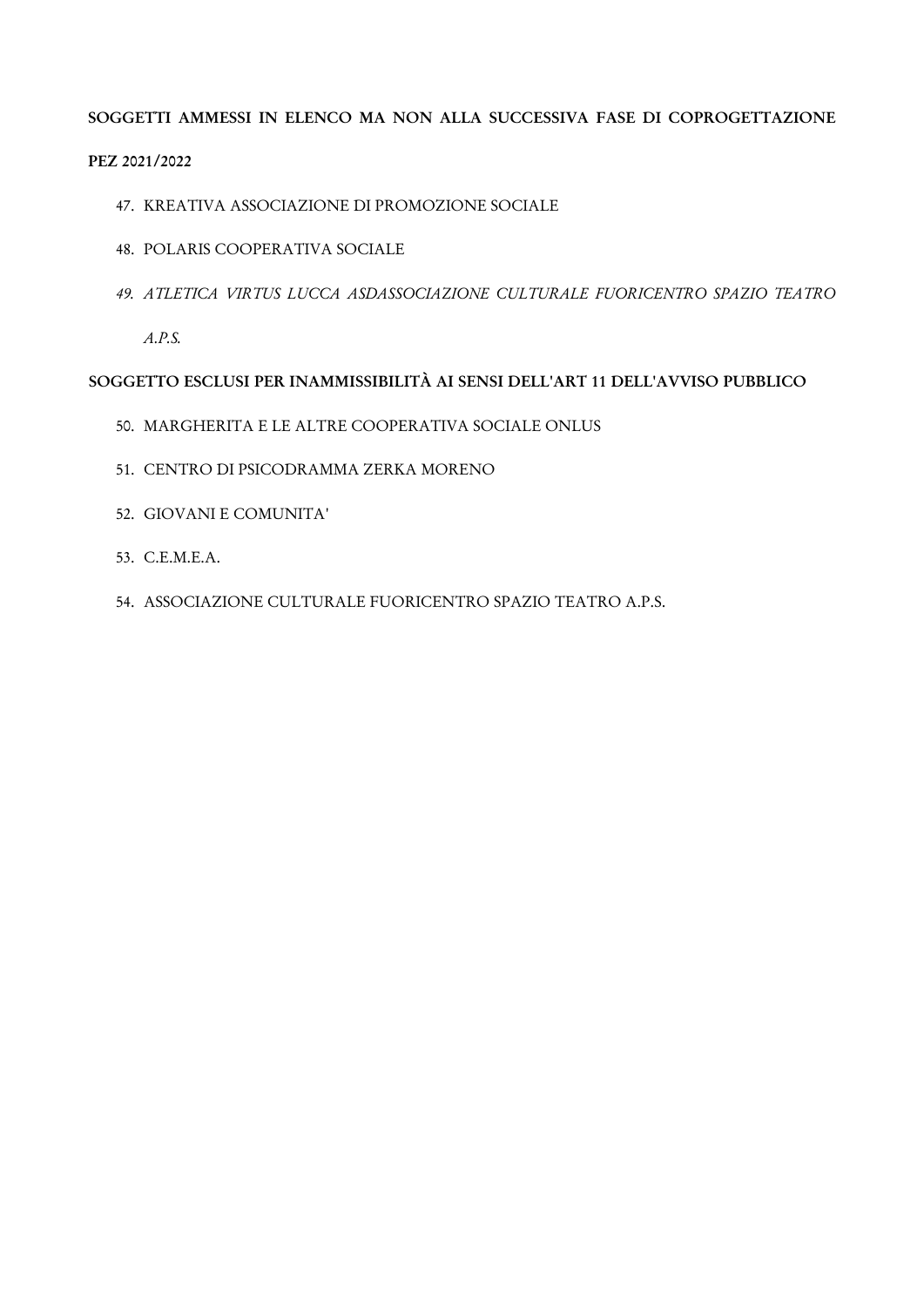**SOGGETTI AMMESSI IN ELENCO MA NON ALLA SUCCESSIVA FASE DI COPROGETTAZIONE PEZ 2021/2022**

47. KREATIVA ASSOCIAZIONE DI PROMOZIONE SOCIALE
48. POLARIS COOPERATIVA SOCIALE
49. *ATLETICA VIRTUS LUCCA ASDASSOCIAZIONE CULTURALE FUORICENTRO SPAZIO TEATRO A.P.S.*

**SOGGETTO ESCLUSI PER INAMMISSIBILITÀ AI SENSI DELL'ART 11 DELL'AVVISO PUBBLICO**

50. MARGHERITA E LE ALTRE COOPERATIVA SOCIALE ONLUS
51. CENTRO DI PSICODRAMMA ZERKA MORENO
52. GIOVANI E COMUNITA'
53. C.E.M.E.A.
54. ASSOCIAZIONE CULTURALE FUORICENTRO SPAZIO TEATRO A.P.S.